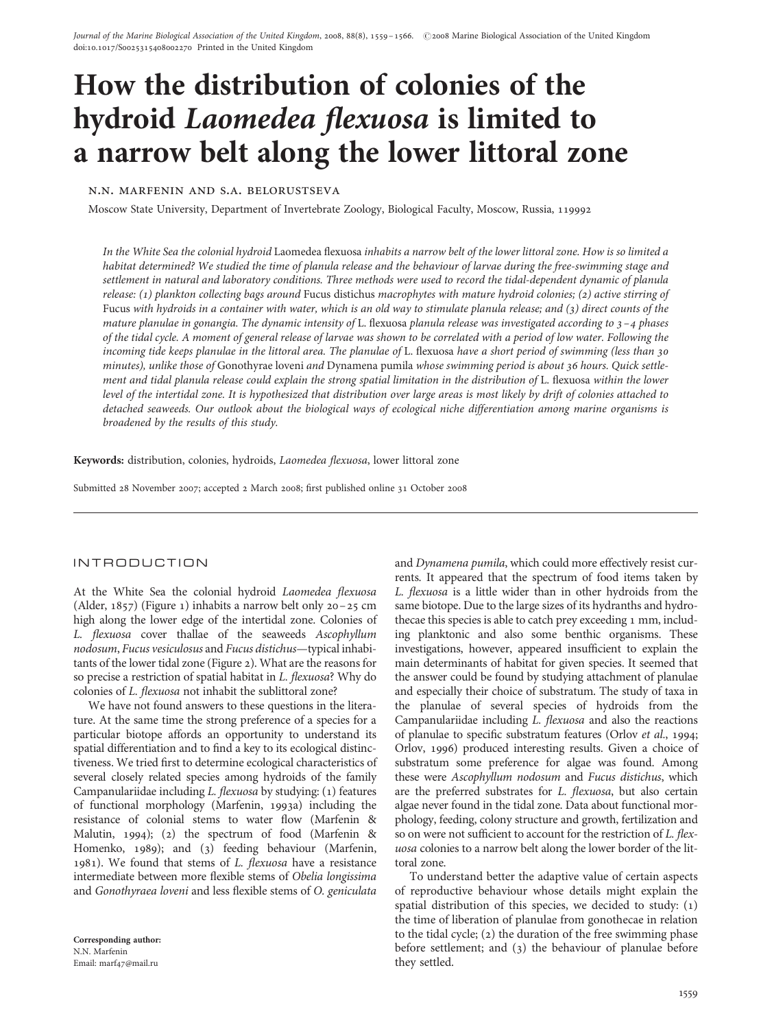# How the distribution of colonies of the hydroid *Laomedea flexuosa* is limited to a narrow belt along the lower littoral zone

N.N. MARFENIN AND S.A. BELORUSTSEVA

Moscow State University, Department of Invertebrate Zoology, Biological Faculty, Moscow, Russia, 119992

*In the White Sea the colonial hydroid* Laomedea flexuosa *inhabits a narrow belt of the lower littoral zone. How is so limited a habitat determined? We studied the time of planula release and the behaviour of larvae during the free-swimming stage and settlement in natural and laboratory conditions. Three methods were used to record the tidal-dependent dynamic of planula release: (1) plankton collecting bags around* Fucus distichus *macrophytes with mature hydroid colonies; (2) active stirring of* Fucus *with hydroids in a container with water, which is an old way to stimulate planula release; and (3) direct counts of the mature planulae in gonangia. The dynamic intensity of* L. flexuosa *planula release was investigated according to 3–4 phases of the tidal cycle. A moment of general release of larvae was shown to be correlated with a period of low water. Following the incoming tide keeps planulae in the littoral area. The planulae of* L. flexuosa *have a short period of swimming (less than 30 minutes), unlike those of* Gonothyrae loveni *and* Dynamena pumila *whose swimming period is about 36 hours. Quick settlement and tidal planula release could explain the strong spatial limitation in the distribution of* L. flexuosa *within the lower level of the intertidal zone. It is hypothesized that distribution over large areas is most likely by drift of colonies attached to detached seaweeds. Our outlook about the biological ways of ecological niche differentiation among marine organisms is broadened by the results of this study.*

**Keywords:** distribution, colonies, hydroids, *Laomedea flexuosa*, lower littoral zone

Submitted 28 November 2007; accepted 2 March 2008; first published online 31 October 2008

## INTRODUCTION

At the White Sea the colonial hydroid *Laomedea flexuosa* (Alder, 1857) (Figure 1) inhabits a narrow belt only 20–25 cm high along the lower edge of the intertidal zone. Colonies of *L. flexuosa* cover thallae of the seaweeds *Ascophyllum nodosum*, *Fucus vesiculosus* and *Fucus distichus*—typical inhabitants of the lower tidal zone (Figure 2). What are the reasons for so precise a restriction of spatial habitat in *L. flexuosa*? Why do colonies of *L. flexuosa* not inhabit the sublittoral zone?

We have not found answers to these questions in the literature. At the same time the strong preference of a species for a particular biotope affords an opportunity to understand its spatial differentiation and to find a key to its ecological distinctiveness. We tried first to determine ecological characteristics of several closely related species among hydroids of the family Campanulariidae including *L. flexuosa* by studying: (1) features of functional morphology (Marfenin, 1993a) including the resistance of colonial stems to water flow (Marfenin & Malutin, 1994); (2) the spectrum of food (Marfenin & Homenko, 1989); and (3) feeding behaviour (Marfenin, 1981). We found that stems of *L. flexuosa* have a resistance intermediate between more flexible stems of *Obelia longissima* and *Gonothyraea loveni* and less flexible stems of *O. geniculata* and *Dynamena pumila*, which could more effectively resist currents. It appeared that the spectrum of food items taken by *L. flexuosa* is a little wider than in other hydroids from the same biotope. Due to the large sizes of its hydranths and hydrothecae this species is able to catch prey exceeding 1 mm, including planktonic and also some benthic organisms. These investigations, however, appeared insufficient to explain the main determinants of habitat for given species. It seemed that the answer could be found by studying attachment of planulae and especially their choice of substratum. The study of taxa in the planulae of several species of hydroids from the Campanulariidae including *L. flexuosa* and also the reactions of planulae to specific substratum features (Orlov *et al.*, 1994; Orlov, 1996) produced interesting results. Given a choice of substratum some preference for algae was found. Among these were *Ascophyllum nodosum* and *Fucus distichus*, which are the preferred substrates for *L. flexuosa*, but also certain algae never found in the tidal zone. Data about functional morphology, feeding, colony structure and growth, fertilization and so on were not sufficient to account for the restriction of *L. flexuosa* colonies to a narrow belt along the lower border of the littoral zone.

To understand better the adaptive value of certain aspects of reproductive behaviour whose details might explain the spatial distribution of this species, we decided to study: (1) the time of liberation of planulae from gonothecae in relation to the tidal cycle; (2) the duration of the free swimming phase before settlement; and (3) the behaviour of planulae before they settled.

**Corresponding author:**
N.N. Marfenin
Email: marf47@mail.ru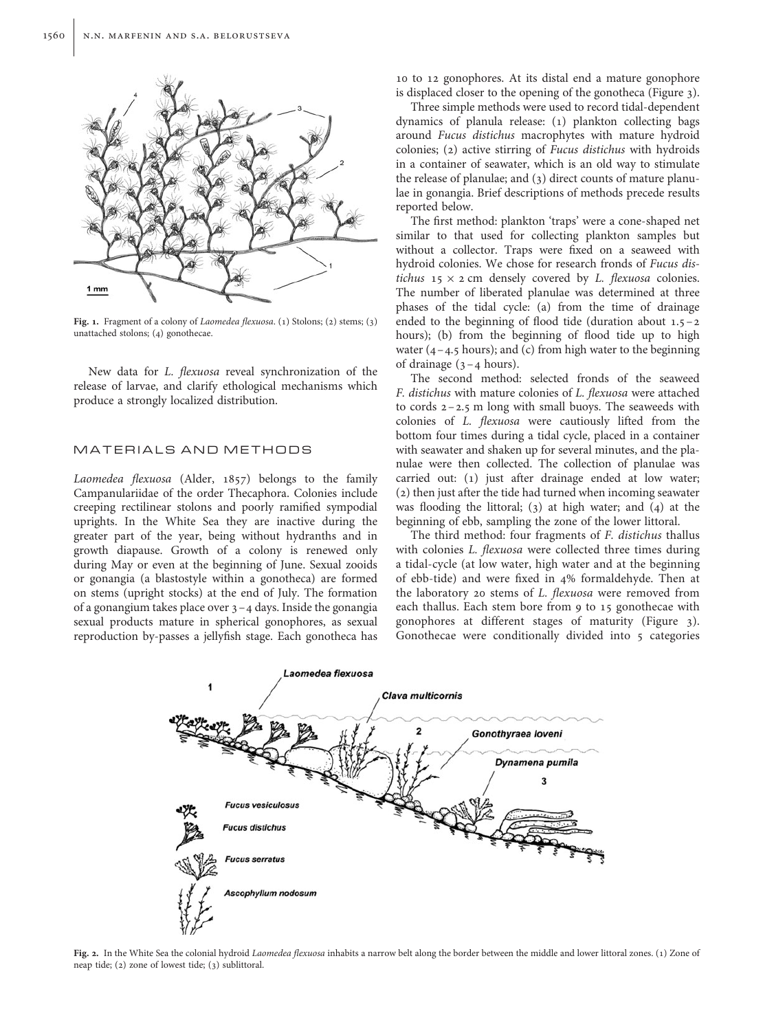Fig. 1. Fragment of a colony of *Laomedea flexuosa*. (1) Stolons; (2) stems; (3) unattached stolons; (4) gonothecae.

New data for *L. flexuosa* reveal synchronization of the release of larvae, and clarify ethological mechanisms which produce a strongly localized distribution.

## MATERIALS AND METHODS

*Laomedea flexuosa* (Alder, 1857) belongs to the family Campanulariidae of the order Thecaphora. Colonies include creeping rectilinear stolons and poorly ramified sympodial uprights. In the White Sea they are inactive during the greater part of the year, being without hydranths and in growth diapause. Growth of a colony is renewed only during May or even at the beginning of June. Sexual zooids or gonangia (a blastostyle within a gonotheca) are formed on stems (upright stocks) at the end of July. The formation of a gonangium takes place over 3–4 days. Inside the gonangia sexual products mature in spherical gonophores, as sexual reproduction by-passes a jellyfish stage. Each gonotheca has 10 to 12 gonophores. At its distal end a mature gonophore is displaced closer to the opening of the gonotheca (Figure 3).

Three simple methods were used to record tidal-dependent dynamics of planula release: (1) plankton collecting bags around *Fucus distichus* macrophytes with mature hydroid colonies; (2) active stirring of *Fucus distichus* with hydroids in a container of seawater, which is an old way to stimulate the release of planulae; and (3) direct counts of mature planulae in gonangia. Brief descriptions of methods precede results reported below.

The first method: plankton 'traps' were a cone-shaped net similar to that used for collecting plankton samples but without a collector. Traps were fixed on a seaweed with hydroid colonies. We chose for research fronds of *Fucus distichus* 15 × 2 cm densely covered by *L. flexuosa* colonies. The number of liberated planulae was determined at three phases of the tidal cycle: (a) from the time of drainage ended to the beginning of flood tide (duration about 1.5–2 hours); (b) from the beginning of flood tide up to high water (4–4.5 hours); and (c) from high water to the beginning of drainage (3–4 hours).

The second method: selected fronds of the seaweed *F. distichus* with mature colonies of *L. flexuosa* were attached to cords 2–2.5 m long with small buoys. The seaweeds with colonies of *L. flexuosa* were cautiously lifted from the bottom four times during a tidal cycle, placed in a container with seawater and shaken up for several minutes, and the planulae were then collected. The collection of planulae was carried out: (1) just after drainage ended at low water; (2) then just after the tide had turned when incoming seawater was flooding the littoral; (3) at high water; and (4) at the beginning of ebb, sampling the zone of the lower littoral.

The third method: four fragments of *F. distichus* thallus with colonies *L. flexuosa* were collected three times during a tidal-cycle (at low water, high water and at the beginning of ebb-tide) and were fixed in 4% formaldehyde. Then at the laboratory 20 stems of *L. flexuosa* were removed from each thallus. Each stem bore from 9 to 15 gonothecae with gonophores at different stages of maturity (Figure 3). Gonothecae were conditionally divided into 5 categories

Fig. 2. In the White Sea the colonial hydroid *Laomedea flexuosa* inhabits a narrow belt along the border between the middle and lower littoral zones. (1) Zone of neap tide; (2) zone of lowest tide; (3) sublittoral.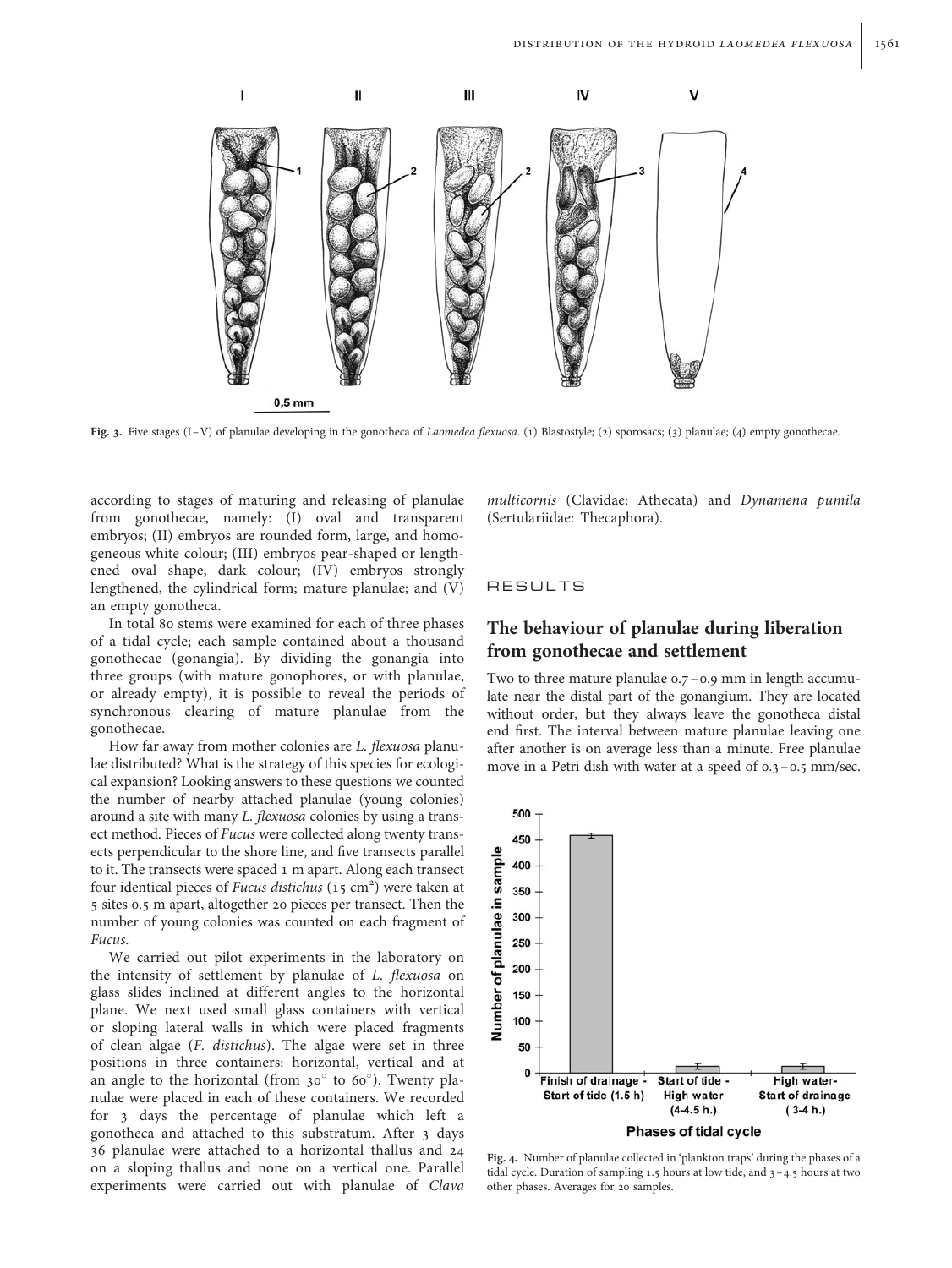Fig. 3. Five stages (I–V) of planulae developing in the gonotheca of *Laomedea flexuosa*. (1) Blastostyle; (2) sporosacs; (3) planulae; (4) empty gonothecae.

according to stages of maturing and releasing of planulae from gonothecae, namely: (I) oval and transparent embryos; (II) embryos are rounded form, large, and homogeneous white colour; (III) embryos pear-shaped or lengthened oval shape, dark colour; (IV) embryos strongly lengthened, the cylindrical form; mature planulae; and (V) an empty gonotheca.

In total 80 stems were examined for each of three phases of a tidal cycle; each sample contained about a thousand gonothecae (gonangia). By dividing the gonangia into three groups (with mature gonophores, or with planulae, or already empty), it is possible to reveal the periods of synchronous clearing of mature planulae from the gonothecae.

How far away from mother colonies are *L. flexuosa* planulae distributed? What is the strategy of this species for ecological expansion? Looking answers to these questions we counted the number of nearby attached planulae (young colonies) around a site with many *L. flexuosa* colonies by using a transect method. Pieces of *Fucus* were collected along twenty transects perpendicular to the shore line, and five transects parallel to it. The transects were spaced 1 m apart. Along each transect four identical pieces of *Fucus distichus* (15 cm²) were taken at 5 sites 0.5 m apart, altogether 20 pieces per transect. Then the number of young colonies was counted on each fragment of *Fucus*.

We carried out pilot experiments in the laboratory on the intensity of settlement by planulae of *L. flexuosa* on glass slides inclined at different angles to the horizontal plane. We next used small glass containers with vertical or sloping lateral walls in which were placed fragments of clean algae (*F. distichus*). The algae were set in three positions in three containers: horizontal, vertical and at an angle to the horizontal (from 30° to 60°). Twenty planulae were placed in each of these containers. We recorded for 3 days the percentage of planulae which left a gonotheca and attached to this substratum. After 3 days 36 planulae were attached to a horizontal thallus and 24 on a sloping thallus and none on a vertical one. Parallel experiments were carried out with planulae of *Clava multicornis* (Clavidae: Athecata) and *Dynamena pumila* (Sertulariidae: Thecaphora).

## RESULTS

### The behaviour of planulae during liberation from gonothecae and settlement

Two to three mature planulae 0.7–0.9 mm in length accumulate near the distal part of the gonangium. They are located without order, but they always leave the gonotheca distal end first. The interval between mature planulae leaving one after another is on average less than a minute. Free planulae move in a Petri dish with water at a speed of 0.3–0.5 mm/sec.

Fig. 4. Number of planulae collected in 'plankton traps' during the phases of a tidal cycle. Duration of sampling 1.5 hours at low tide, and 3–4.5 hours at two other phases. Averages for 20 samples.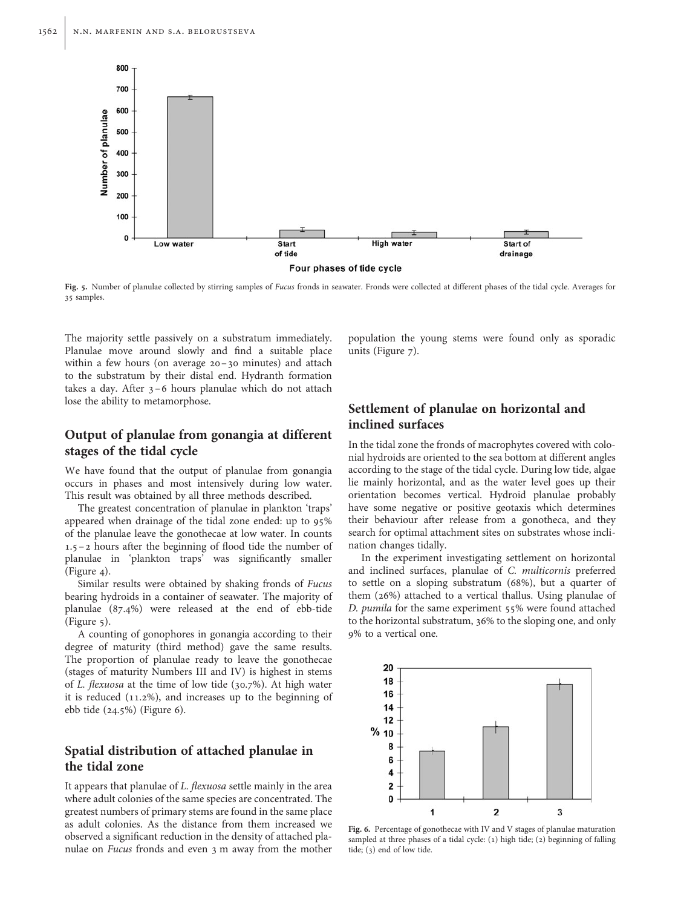Fig. 5. Number of planulae collected by stirring samples of *Fucus* fronds in seawater. Fronds were collected at different phases of the tidal cycle. Averages for 35 samples.

The majority settle passively on a substratum immediately. Planulae move around slowly and find a suitable place within a few hours (on average 20–30 minutes) and attach to the substratum by their distal end. Hydranth formation takes a day. After 3–6 hours planulae which do not attach lose the ability to metamorphose.

## Output of planulae from gonangia at different stages of the tidal cycle

We have found that the output of planulae from gonangia occurs in phases and most intensively during low water. This result was obtained by all three methods described.

The greatest concentration of planulae in plankton 'traps' appeared when drainage of the tidal zone ended: up to 95% of the planulae leave the gonothecae at low water. In counts 1.5–2 hours after the beginning of flood tide the number of planulae in 'plankton traps' was significantly smaller (Figure 4).

Similar results were obtained by shaking fronds of *Fucus* bearing hydroids in a container of seawater. The majority of planulae (87.4%) were released at the end of ebb-tide (Figure 5).

A counting of gonophores in gonangia according to their degree of maturity (third method) gave the same results. The proportion of planulae ready to leave the gonothecae (stages of maturity Numbers III and IV) is highest in stems of *L. flexuosa* at the time of low tide (30.7%). At high water it is reduced (11.2%), and increases up to the beginning of ebb tide (24.5%) (Figure 6).

## Spatial distribution of attached planulae in the tidal zone

It appears that planulae of *L. flexuosa* settle mainly in the area where adult colonies of the same species are concentrated. The greatest numbers of primary stems are found in the same place as adult colonies. As the distance from them increased we observed a significant reduction in the density of attached planulae on *Fucus* fronds and even 3 m away from the mother population the young stems were found only as sporadic units (Figure 7).

## Settlement of planulae on horizontal and inclined surfaces

In the tidal zone the fronds of macrophytes covered with colonial hydroids are oriented to the sea bottom at different angles according to the stage of the tidal cycle. During low tide, algae lie mainly horizontal, and as the water level goes up their orientation becomes vertical. Hydroid planulae probably have some negative or positive geotaxis which determines their behaviour after release from a gonotheca, and they search for optimal attachment sites on substrates whose inclination changes tidally.

In the experiment investigating settlement on horizontal and inclined surfaces, planulae of *C. multicornis* preferred to settle on a sloping substratum (68%), but a quarter of them (26%) attached to a vertical thallus. Using planulae of *D. pumila* for the same experiment 55% were found attached to the horizontal substratum, 36% to the sloping one, and only 9% to a vertical one.

Fig. 6. Percentage of gonothecae with IV and V stages of planulae maturation sampled at three phases of a tidal cycle: (1) high tide; (2) beginning of falling tide; (3) end of low tide.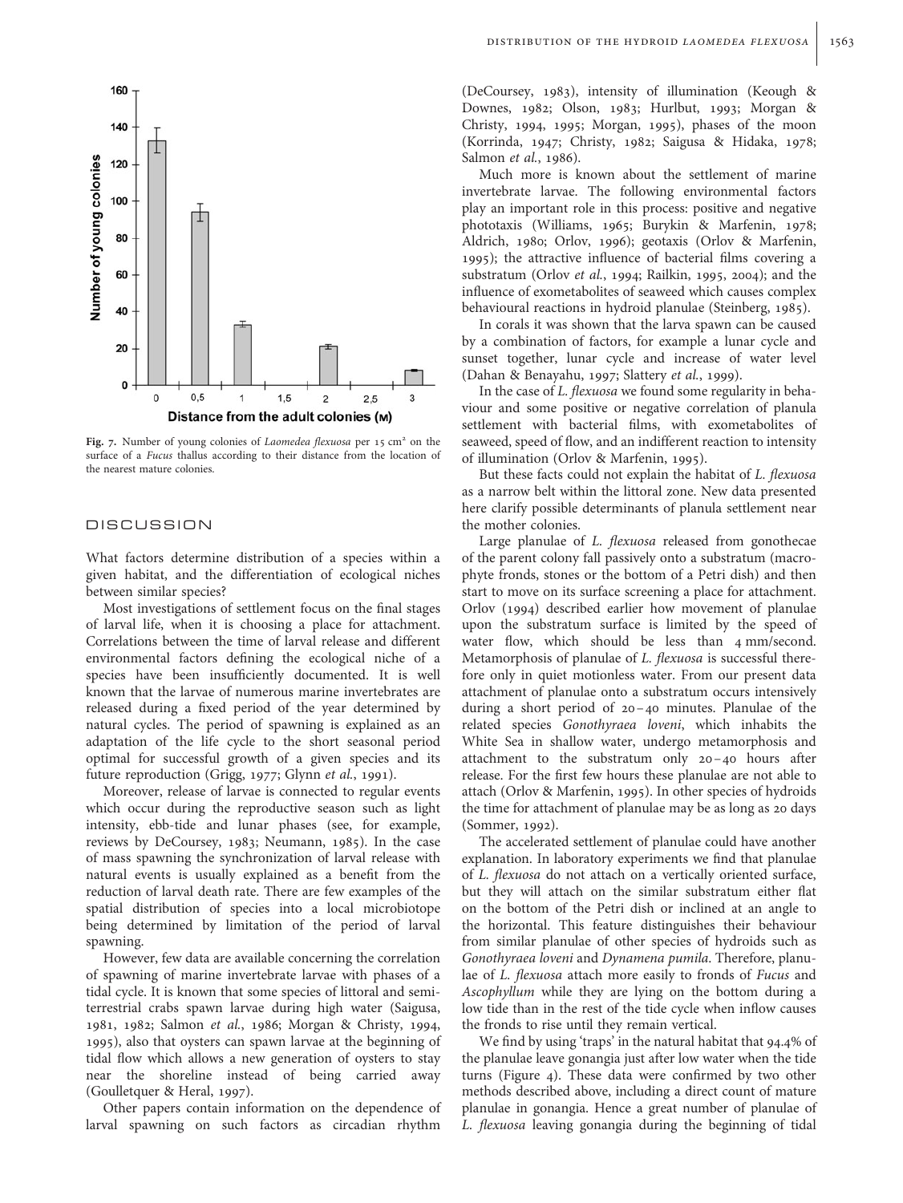Fig. 7. Number of young colonies of *Laomedea flexuosa* per 15 cm² on the surface of a *Fucus* thallus according to their distance from the location of the nearest mature colonies.

## DISCUSSION

What factors determine distribution of a species within a given habitat, and the differentiation of ecological niches between similar species?

Most investigations of settlement focus on the final stages of larval life, when it is choosing a place for attachment. Correlations between the time of larval release and different environmental factors defining the ecological niche of a species have been insufficiently documented. It is well known that the larvae of numerous marine invertebrates are released during a fixed period of the year determined by natural cycles. The period of spawning is explained as an adaptation of the life cycle to the short seasonal period optimal for successful growth of a given species and its future reproduction (Grigg, 1977; Glynn *et al.*, 1991).

Moreover, release of larvae is connected to regular events which occur during the reproductive season such as light intensity, ebb-tide and lunar phases (see, for example, reviews by DeCoursey, 1983; Neumann, 1985). In the case of mass spawning the synchronization of larval release with natural events is usually explained as a benefit from the reduction of larval death rate. There are few examples of the spatial distribution of species into a local microbiotope being determined by limitation of the period of larval spawning.

However, few data are available concerning the correlation of spawning of marine invertebrate larvae with phases of a tidal cycle. It is known that some species of littoral and semi-terrestrial crabs spawn larvae during high water (Saigusa, 1981, 1982; Salmon *et al.*, 1986; Morgan & Christy, 1994, 1995), also that oysters can spawn larvae at the beginning of tidal flow which allows a new generation of oysters to stay near the shoreline instead of being carried away (Goulletquer & Heral, 1997).

Other papers contain information on the dependence of larval spawning on such factors as circadian rhythm (DeCoursey, 1983), intensity of illumination (Keough & Downes, 1982; Olson, 1983; Hurlbut, 1993; Morgan & Christy, 1994, 1995; Morgan, 1995), phases of the moon (Korrinda, 1947; Christy, 1982; Saigusa & Hidaka, 1978; Salmon *et al.*, 1986).

Much more is known about the settlement of marine invertebrate larvae. The following environmental factors play an important role in this process: positive and negative phototaxis (Williams, 1965; Burykin & Marfenin, 1978; Aldrich, 1980; Orlov, 1996); geotaxis (Orlov & Marfenin, 1995); the attractive influence of bacterial films covering a substratum (Orlov *et al.*, 1994; Railkin, 1995, 2004); and the influence of exometabolites of seaweed which causes complex behavioural reactions in hydroid planulae (Steinberg, 1985).

In corals it was shown that the larva spawn can be caused by a combination of factors, for example a lunar cycle and sunset together, lunar cycle and increase of water level (Dahan & Benayahu, 1997; Slattery *et al.*, 1999).

In the case of *L. flexuosa* we found some regularity in behaviour and some positive or negative correlation of planula settlement with bacterial films, with exometabolites of seaweed, speed of flow, and an indifferent reaction to intensity of illumination (Orlov & Marfenin, 1995).

But these facts could not explain the habitat of *L. flexuosa* as a narrow belt within the littoral zone. New data presented here clarify possible determinants of planula settlement near the mother colonies.

Large planulae of *L. flexuosa* released from gonothecae of the parent colony fall passively onto a substratum (macrophyte fronds, stones or the bottom of a Petri dish) and then start to move on its surface screening a place for attachment. Orlov (1994) described earlier how movement of planulae upon the substratum surface is limited by the speed of water flow, which should be less than 4 mm/second. Metamorphosis of planulae of *L. flexuosa* is successful therefore only in quiet motionless water. From our present data attachment of planulae onto a substratum occurs intensively during a short period of 20–40 minutes. Planulae of the related species *Gonothyraea loveni*, which inhabits the White Sea in shallow water, undergo metamorphosis and attachment to the substratum only 20–40 hours after release. For the first few hours these planulae are not able to attach (Orlov & Marfenin, 1995). In other species of hydroids the time for attachment of planulae may be as long as 20 days (Sommer, 1992).

The accelerated settlement of planulae could have another explanation. In laboratory experiments we find that planulae of *L. flexuosa* do not attach on a vertically oriented surface, but they will attach on the similar substratum either flat on the bottom of the Petri dish or inclined at an angle to the horizontal. This feature distinguishes their behaviour from similar planulae of other species of hydroids such as *Gonothyraea loveni* and *Dynamena pumila*. Therefore, planulae of *L. flexuosa* attach more easily to fronds of *Fucus* and *Ascophyllum* while they are lying on the bottom during a low tide than in the rest of the tide cycle when inflow causes the fronds to rise until they remain vertical.

We find by using 'traps' in the natural habitat that 94.4% of the planulae leave gonangia just after low water when the tide turns (Figure 4). These data were confirmed by two other methods described above, including a direct count of mature planulae in gonangia. Hence a great number of planulae of *L. flexuosa* leaving gonangia during the beginning of tidal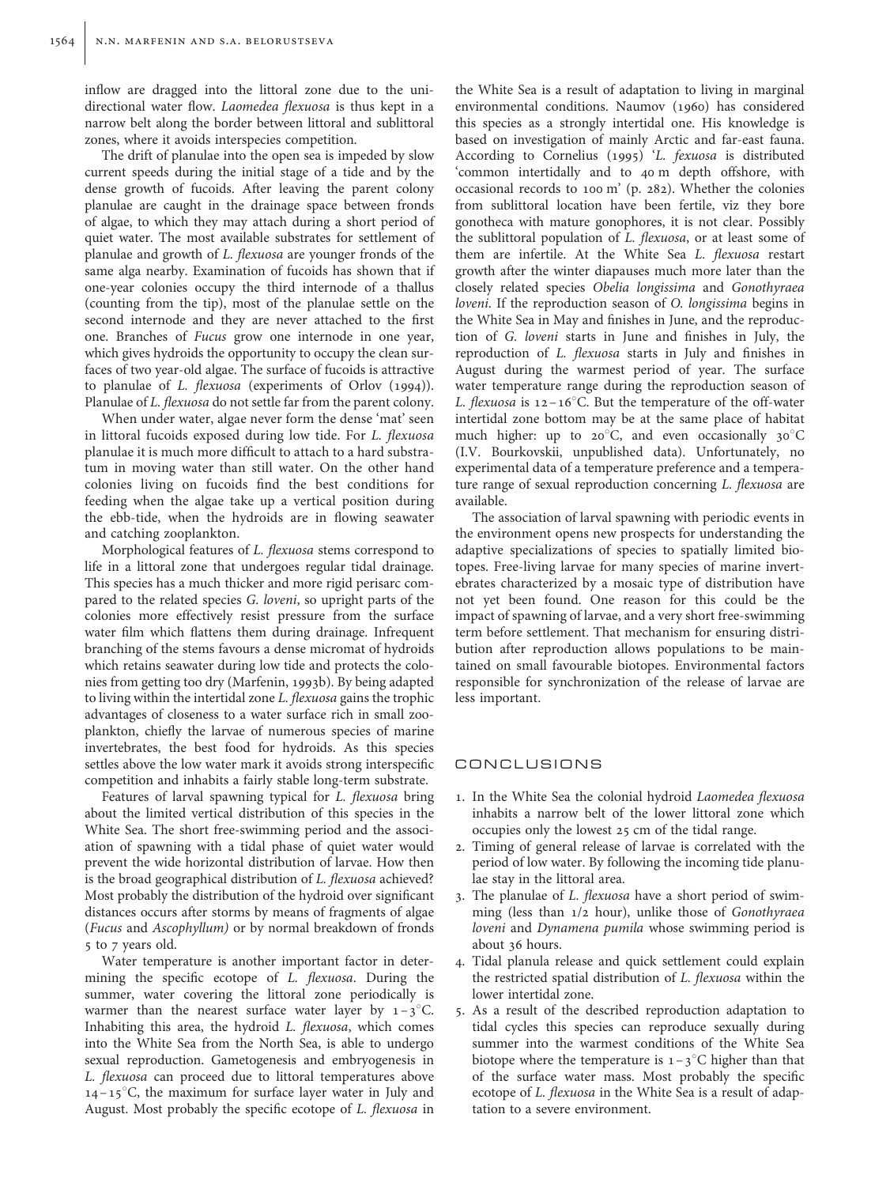inflow are dragged into the littoral zone due to the unidirectional water flow. *Laomedea flexuosa* is thus kept in a narrow belt along the border between littoral and sublittoral zones, where it avoids interspecies competition.

The drift of planulae into the open sea is impeded by slow current speeds during the initial stage of a tide and by the dense growth of fucoids. After leaving the parent colony planulae are caught in the drainage space between fronds of algae, to which they may attach during a short period of quiet water. The most available substrates for settlement of planulae and growth of *L. flexuosa* are younger fronds of the same alga nearby. Examination of fucoids has shown that if one-year colonies occupy the third internode of a thallus (counting from the tip), most of the planulae settle on the second internode and they are never attached to the first one. Branches of *Fucus* grow one internode in one year, which gives hydroids the opportunity to occupy the clean surfaces of two year-old algae. The surface of fucoids is attractive to planulae of *L. flexuosa* (experiments of Orlov (1994)). Planulae of *L. flexuosa* do not settle far from the parent colony.

When under water, algae never form the dense 'mat' seen in littoral fucoids exposed during low tide. For *L. flexuosa* planulae it is much more difficult to attach to a hard substratum in moving water than still water. On the other hand colonies living on fucoids find the best conditions for feeding when the algae take up a vertical position during the ebb-tide, when the hydroids are in flowing seawater and catching zooplankton.

Morphological features of *L. flexuosa* stems correspond to life in a littoral zone that undergoes regular tidal drainage. This species has a much thicker and more rigid perisarc compared to the related species *G. loveni*, so upright parts of the colonies more effectively resist pressure from the surface water film which flattens them during drainage. Infrequent branching of the stems favours a dense micromat of hydroids which retains seawater during low tide and protects the colonies from getting too dry (Marfenin, 1993b). By being adapted to living within the intertidal zone *L. flexuosa* gains the trophic advantages of closeness to a water surface rich in small zooplankton, chiefly the larvae of numerous species of marine invertebrates, the best food for hydroids. As this species settles above the low water mark it avoids strong interspecific competition and inhabits a fairly stable long-term substrate.

Features of larval spawning typical for *L. flexuosa* bring about the limited vertical distribution of this species in the White Sea. The short free-swimming period and the association of spawning with a tidal phase of quiet water would prevent the wide horizontal distribution of larvae. How then is the broad geographical distribution of *L. flexuosa* achieved? Most probably the distribution of the hydroid over significant distances occurs after storms by means of fragments of algae (*Fucus* and *Ascophyllum)* or by normal breakdown of fronds 5 to 7 years old.

Water temperature is another important factor in determining the specific ecotope of *L. flexuosa*. During the summer, water covering the littoral zone periodically is warmer than the nearest surface water layer by 1–3°C. Inhabiting this area, the hydroid *L. flexuosa*, which comes into the White Sea from the North Sea, is able to undergo sexual reproduction. Gametogenesis and embryogenesis in *L. flexuosa* can proceed due to littoral temperatures above 14–15°C, the maximum for surface layer water in July and August. Most probably the specific ecotope of *L. flexuosa* in the White Sea is a result of adaptation to living in marginal environmental conditions. Naumov (1960) has considered this species as a strongly intertidal one. His knowledge is based on investigation of mainly Arctic and far-east fauna. According to Cornelius (1995) '*L. fexuosa* is distributed 'common intertidally and to 40 m depth offshore, with occasional records to 100 m' (p. 282). Whether the colonies from sublittoral location have been fertile, viz they bore gonotheca with mature gonophores, it is not clear. Possibly the sublittoral population of *L. flexuosa*, or at least some of them are infertile. At the White Sea *L. flexuosa* restart growth after the winter diapauses much more later than the closely related species *Obelia longissima* and *Gonothyraea loveni*. If the reproduction season of *O. longissima* begins in the White Sea in May and finishes in June, and the reproduction of *G. loveni* starts in June and finishes in July, the reproduction of *L. flexuosa* starts in July and finishes in August during the warmest period of year. The surface water temperature range during the reproduction season of *L. flexuosa* is 12–16°C. But the temperature of the off-water intertidal zone bottom may be at the same place of habitat much higher: up to 20°C, and even occasionally 30°C (I.V. Bourkovskii, unpublished data). Unfortunately, no experimental data of a temperature preference and a temperature range of sexual reproduction concerning *L. flexuosa* are available.

The association of larval spawning with periodic events in the environment opens new prospects for understanding the adaptive specializations of species to spatially limited biotopes. Free-living larvae for many species of marine invertebrates characterized by a mosaic type of distribution have not yet been found. One reason for this could be the impact of spawning of larvae, and a very short free-swimming term before settlement. That mechanism for ensuring distribution after reproduction allows populations to be maintained on small favourable biotopes. Environmental factors responsible for synchronization of the release of larvae are less important.

## CONCLUSIONS

1. In the White Sea the colonial hydroid *Laomedea flexuosa* inhabits a narrow belt of the lower littoral zone which occupies only the lowest 25 cm of the tidal range.
2. Timing of general release of larvae is correlated with the period of low water. By following the incoming tide planulae stay in the littoral area.
3. The planulae of *L. flexuosa* have a short period of swimming (less than 1/2 hour), unlike those of *Gonothyraea loveni* and *Dynamena pumila* whose swimming period is about 36 hours.
4. Tidal planula release and quick settlement could explain the restricted spatial distribution of *L. flexuosa* within the lower intertidal zone.
5. As a result of the described reproduction adaptation to tidal cycles this species can reproduce sexually during summer into the warmest conditions of the White Sea biotope where the temperature is 1–3°C higher than that of the surface water mass. Most probably the specific ecotope of *L. flexuosa* in the White Sea is a result of adaptation to a severe environment.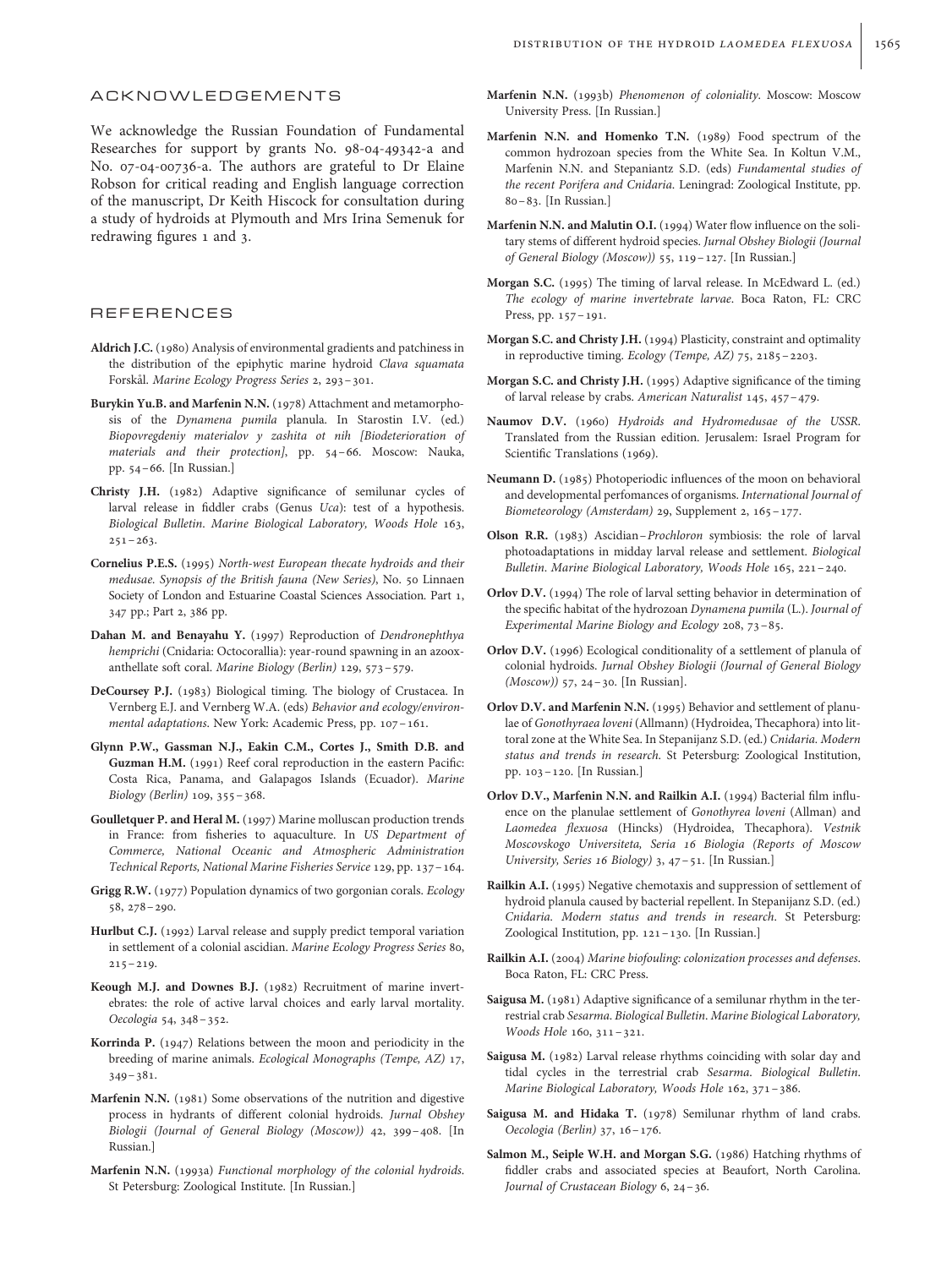## ACKNOWLEDGEMENTS

We acknowledge the Russian Foundation of Fundamental Researches for support by grants No. 98-04-49342-a and No. 07-04-00736-a. The authors are grateful to Dr Elaine Robson for critical reading and English language correction of the manuscript, Dr Keith Hiscock for consultation during a study of hydroids at Plymouth and Mrs Irina Semenuk for redrawing figures 1 and 3.

## REFERENCES

**Aldrich J.C.** (1980) Analysis of environmental gradients and patchiness in the distribution of the epiphytic marine hydroid *Clava squamata* Forskål. *Marine Ecology Progress Series* 2, 293–301.

**Burykin Yu.B. and Marfenin N.N.** (1978) Attachment and metamorphosis of the *Dynamena pumila* planula. In Starostin I.V. (ed.) *Biopovregdeniy materialov y zashita ot nih [Biodeterioration of materials and their protection]*, pp. 54–66. Moscow: Nauka, pp. 54–66. [In Russian.]

**Christy J.H.** (1982) Adaptive significance of semilunar cycles of larval release in fiddler crabs (Genus *Uca*): test of a hypothesis. *Biological Bulletin. Marine Biological Laboratory, Woods Hole* 163, 251–263.

**Cornelius P.E.S.** (1995) *North-west European thecate hydroids and their medusae. Synopsis of the British fauna (New Series)*, No. 50 Linnaen Society of London and Estuarine Coastal Sciences Association. Part 1, 347 pp.; Part 2, 386 pp.

**Dahan M. and Benayahu Y.** (1997) Reproduction of *Dendronephthya hemprichi* (Cnidaria: Octocorallia): year-round spawning in an azooxanthellate soft coral. *Marine Biology (Berlin)* 129, 573–579.

**DeCoursey P.J.** (1983) Biological timing. The biology of Crustacea. In Vernberg E.J. and Vernberg W.A. (eds) *Behavior and ecology/environmental adaptations*. New York: Academic Press, pp. 107–161.

**Glynn P.W., Gassman N.J., Eakin C.M., Cortes J., Smith D.B. and Guzman H.M.** (1991) Reef coral reproduction in the eastern Pacific: Costa Rica, Panama, and Galapagos Islands (Ecuador). *Marine Biology (Berlin)* 109, 355–368.

**Goulletquer P. and Heral M.** (1997) Marine molluscan production trends in France: from fisheries to aquaculture. In *US Department of Commerce, National Oceanic and Atmospheric Administration Technical Reports, National Marine Fisheries Service* 129, pp. 137–164.

**Grigg R.W.** (1977) Population dynamics of two gorgonian corals. *Ecology* 58, 278–290.

**Hurlbut C.J.** (1992) Larval release and supply predict temporal variation in settlement of a colonial ascidian. *Marine Ecology Progress Series* 80, 215–219.

**Keough M.J. and Downes B.J.** (1982) Recruitment of marine invertebrates: the role of active larval choices and early larval mortality. *Oecologia* 54, 348–352.

**Korrinda P.** (1947) Relations between the moon and periodicity in the breeding of marine animals. *Ecological Monographs (Tempe, AZ)* 17, 349–381.

**Marfenin N.N.** (1981) Some observations of the nutrition and digestive process in hydrants of different colonial hydroids. *Jurnal Obshey Biologii (Journal of General Biology (Moscow))* 42, 399–408. [In Russian.]

**Marfenin N.N.** (1993a) *Functional morphology of the colonial hydroids*. St Petersburg: Zoological Institute. [In Russian.]

**Marfenin N.N.** (1993b) *Phenomenon of coloniality*. Moscow: Moscow University Press. [In Russian.]

**Marfenin N.N. and Homenko T.N.** (1989) Food spectrum of the common hydrozoan species from the White Sea. In Koltun V.M., Marfenin N.N. and Stepaniantz S.D. (eds) *Fundamental studies of the recent Porifera and Cnidaria*. Leningrad: Zoological Institute, pp. 80–83. [In Russian.]

**Marfenin N.N. and Malutin O.I.** (1994) Water flow influence on the solitary stems of different hydroid species. *Jurnal Obshey Biologii (Journal of General Biology (Moscow))* 55, 119–127. [In Russian.]

**Morgan S.C.** (1995) The timing of larval release. In McEdward L. (ed.) *The ecology of marine invertebrate larvae*. Boca Raton, FL: CRC Press, pp. 157–191.

**Morgan S.C. and Christy J.H.** (1994) Plasticity, constraint and optimality in reproductive timing. *Ecology (Tempe, AZ)* 75, 2185–2203.

**Morgan S.C. and Christy J.H.** (1995) Adaptive significance of the timing of larval release by crabs. *American Naturalist* 145, 457–479.

**Naumov D.V.** (1960) *Hydroids and Hydromedusae of the USSR*. Translated from the Russian edition. Jerusalem: Israel Program for Scientific Translations (1969).

**Neumann D.** (1985) Photoperiodic influences of the moon on behavioral and developmental perfomances of organisms. *International Journal of Biometeorology (Amsterdam)* 29, Supplement 2, 165–177.

**Olson R.R.** (1983) Ascidian–*Prochloron* symbiosis: the role of larval photoadaptations in midday larval release and settlement. *Biological Bulletin. Marine Biological Laboratory, Woods Hole* 165, 221–240.

**Orlov D.V.** (1994) The role of larval setting behavior in determination of the specific habitat of the hydrozoan *Dynamena pumila* (L.). *Journal of Experimental Marine Biology and Ecology* 208, 73–85.

**Orlov D.V.** (1996) Ecological conditionality of a settlement of planula of colonial hydroids. *Jurnal Obshey Biologii (Journal of General Biology (Moscow))* 57, 24–30. [In Russian].

**Orlov D.V. and Marfenin N.N.** (1995) Behavior and settlement of planulae of *Gonothyraea loveni* (Allmann) (Hydroidea, Thecaphora) into littoral zone at the White Sea. In Stepanijanz S.D. (ed.) *Cnidaria. Modern status and trends in research*. St Petersburg: Zoological Institution, pp. 103–120. [In Russian.]

**Orlov D.V., Marfenin N.N. and Railkin A.I.** (1994) Bacterial film influence on the planulae settlement of *Gonothyrea loveni* (Allman) and *Laomedea flexuosa* (Hincks) (Hydroidea, Thecaphora). *Vestnik Moscovskogo Universiteta, Seria 16 Biologia (Reports of Moscow University, Series 16 Biology)* 3, 47–51. [In Russian.]

**Railkin A.I.** (1995) Negative chemotaxis and suppression of settlement of hydroid planula caused by bacterial repellent. In Stepanijanz S.D. (ed.) *Cnidaria. Modern status and trends in research*. St Petersburg: Zoological Institution, pp. 121–130. [In Russian.]

**Railkin A.I.** (2004) *Marine biofouling: colonization processes and defenses*. Boca Raton, FL: CRC Press.

**Saigusa M.** (1981) Adaptive significance of a semilunar rhythm in the terrestrial crab *Sesarma*. *Biological Bulletin. Marine Biological Laboratory, Woods Hole* 160, 311–321.

**Saigusa M.** (1982) Larval release rhythms coinciding with solar day and tidal cycles in the terrestrial crab *Sesarma*. *Biological Bulletin. Marine Biological Laboratory, Woods Hole* 162, 371–386.

**Saigusa M. and Hidaka T.** (1978) Semilunar rhythm of land crabs. *Oecologia (Berlin)* 37, 16–176.

**Salmon M., Seiple W.H. and Morgan S.G.** (1986) Hatching rhythms of fiddler crabs and associated species at Beaufort, North Carolina. *Journal of Crustacean Biology* 6, 24–36.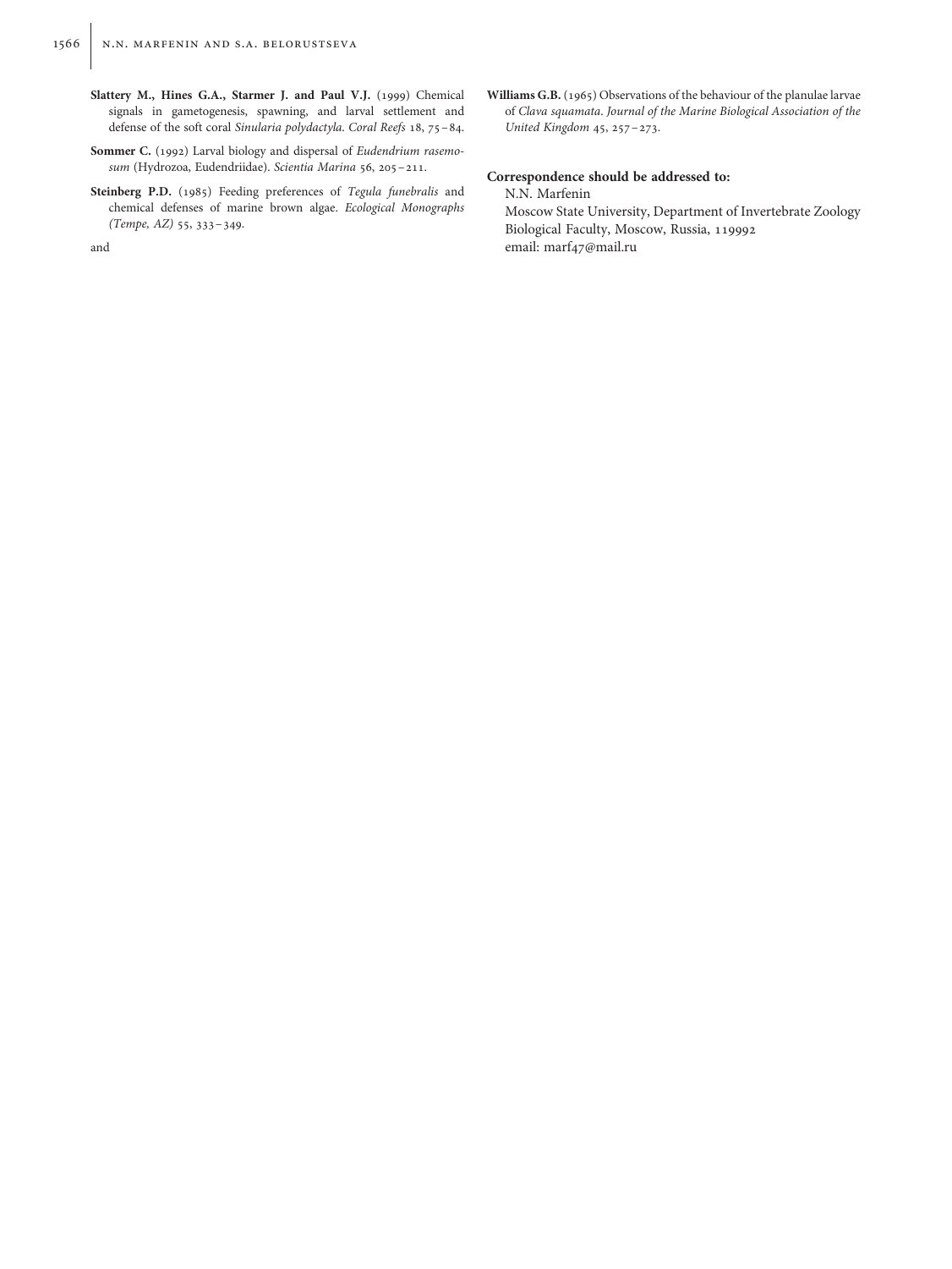**Slattery M., Hines G.A., Starmer J. and Paul V.J.** (1999) Chemical signals in gametogenesis, spawning, and larval settlement and defense of the soft coral *Sinularia polydactyla*. *Coral Reefs* 18, 75–84.

**Sommer C.** (1992) Larval biology and dispersal of *Eudendrium rasemosum* (Hydrozoa, Eudendriidae). *Scientia Marina* 56, 205–211.

**Steinberg P.D.** (1985) Feeding preferences of *Tegula funebralis* and chemical defenses of marine brown algae. *Ecological Monographs (Tempe, AZ)* 55, 333–349.

and

**Williams G.B.** (1965) Observations of the behaviour of the planulae larvae of *Clava squamata*. *Journal of the Marine Biological Association of the United Kingdom* 45, 257–273.

**Correspondence should be addressed to:**

N.N. Marfenin
Moscow State University, Department of Invertebrate Zoology
Biological Faculty, Moscow, Russia, 119992
email: marf47@mail.ru